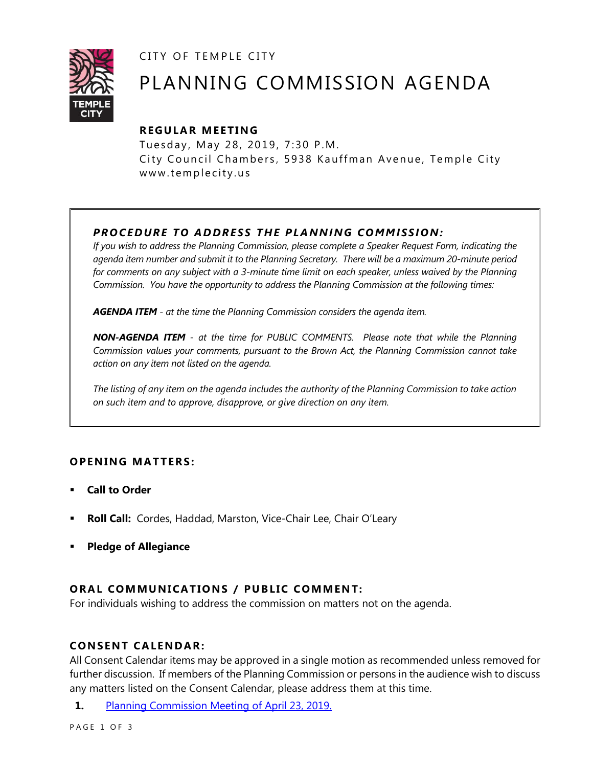CITY OF TEMPLE CITY

# PLANNING COMMISSION AGENDA

**REGULAR MEETING**

Tuesday, May 28, 2019, 7:30 P.M.
City Council Chambers, 5938 Kauffman Avenue, Temple City
www.templecity.us

---

***PROCEDURE TO ADDRESS THE PLANNING COMMISSION:***

*If you wish to address the Planning Commission, please complete a Speaker Request Form, indicating the agenda item number and submit it to the Planning Secretary. There will be a maximum 20-minute period for comments on any subject with a 3-minute time limit on each speaker, unless waived by the Planning Commission. You have the opportunity to address the Planning Commission at the following times:*

***AGENDA ITEM*** *- at the time the Planning Commission considers the agenda item.*

***NON-AGENDA ITEM*** *- at the time for PUBLIC COMMENTS. Please note that while the Planning Commission values your comments, pursuant to the Brown Act, the Planning Commission cannot take action on any item not listed on the agenda.*

*The listing of any item on the agenda includes the authority of the Planning Commission to take action on such item and to approve, disapprove, or give direction on any item.*

---

### OPENING MATTERS:

- **Call to Order**
- **Roll Call:** Cordes, Haddad, Marston, Vice-Chair Lee, Chair O'Leary
- **Pledge of Allegiance**

### ORAL COMMUNICATIONS / PUBLIC COMMENT:

For individuals wishing to address the commission on matters not on the agenda.

### CONSENT CALENDAR:

All Consent Calendar items may be approved in a single motion as recommended unless removed for further discussion. If members of the Planning Commission or persons in the audience wish to discuss any matters listed on the Consent Calendar, please address them at this time.

**1.** Planning Commission Meeting of April 23, 2019.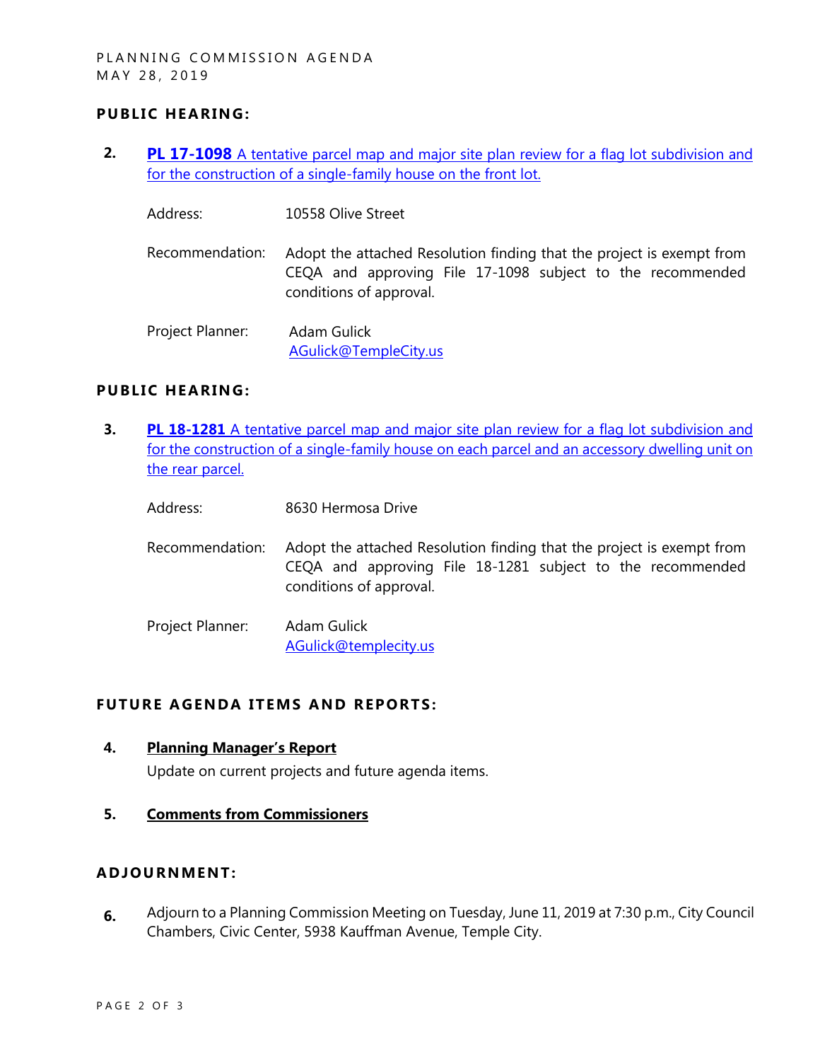## PUBLIC HEARING:

2. **PL 17-1098** A tentative parcel map and major site plan review for a flag lot subdivision and for the construction of a single-family house on the front lot.

   Address: 10558 Olive Street

   Recommendation: Adopt the attached Resolution finding that the project is exempt from CEQA and approving File 17-1098 subject to the recommended conditions of approval.

   Project Planner: Adam Gulick
   AGulick@TempleCity.us

## PUBLIC HEARING:

3. **PL 18-1281** A tentative parcel map and major site plan review for a flag lot subdivision and for the construction of a single-family house on each parcel and an accessory dwelling unit on the rear parcel.

   Address: 8630 Hermosa Drive

   Recommendation: Adopt the attached Resolution finding that the project is exempt from CEQA and approving File 18-1281 subject to the recommended conditions of approval.

   Project Planner: Adam Gulick
   AGulick@templecity.us

## FUTURE AGENDA ITEMS AND REPORTS:

4. **Planning Manager's Report**
   Update on current projects and future agenda items.

5. **Comments from Commissioners**

## ADJOURNMENT:

6. Adjourn to a Planning Commission Meeting on Tuesday, June 11, 2019 at 7:30 p.m., City Council Chambers, Civic Center, 5938 Kauffman Avenue, Temple City.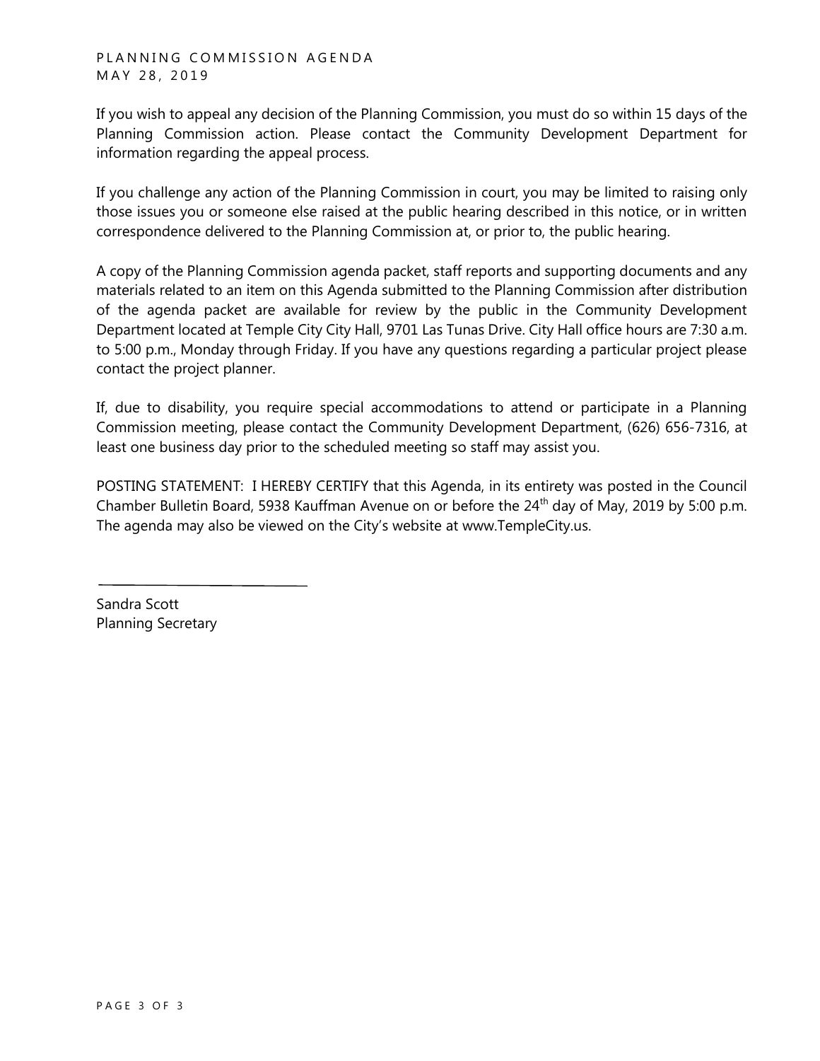If you wish to appeal any decision of the Planning Commission, you must do so within 15 days of the Planning Commission action. Please contact the Community Development Department for information regarding the appeal process.

If you challenge any action of the Planning Commission in court, you may be limited to raising only those issues you or someone else raised at the public hearing described in this notice, or in written correspondence delivered to the Planning Commission at, or prior to, the public hearing.

A copy of the Planning Commission agenda packet, staff reports and supporting documents and any materials related to an item on this Agenda submitted to the Planning Commission after distribution of the agenda packet are available for review by the public in the Community Development Department located at Temple City City Hall, 9701 Las Tunas Drive. City Hall office hours are 7:30 a.m. to 5:00 p.m., Monday through Friday. If you have any questions regarding a particular project please contact the project planner.

If, due to disability, you require special accommodations to attend or participate in a Planning Commission meeting, please contact the Community Development Department, (626) 656-7316, at least one business day prior to the scheduled meeting so staff may assist you.

POSTING STATEMENT: I HEREBY CERTIFY that this Agenda, in its entirety was posted in the Council Chamber Bulletin Board, 5938 Kauffman Avenue on or before the 24th day of May, 2019 by 5:00 p.m. The agenda may also be viewed on the City's website at www.TempleCity.us.

Sandra Scott
Planning Secretary